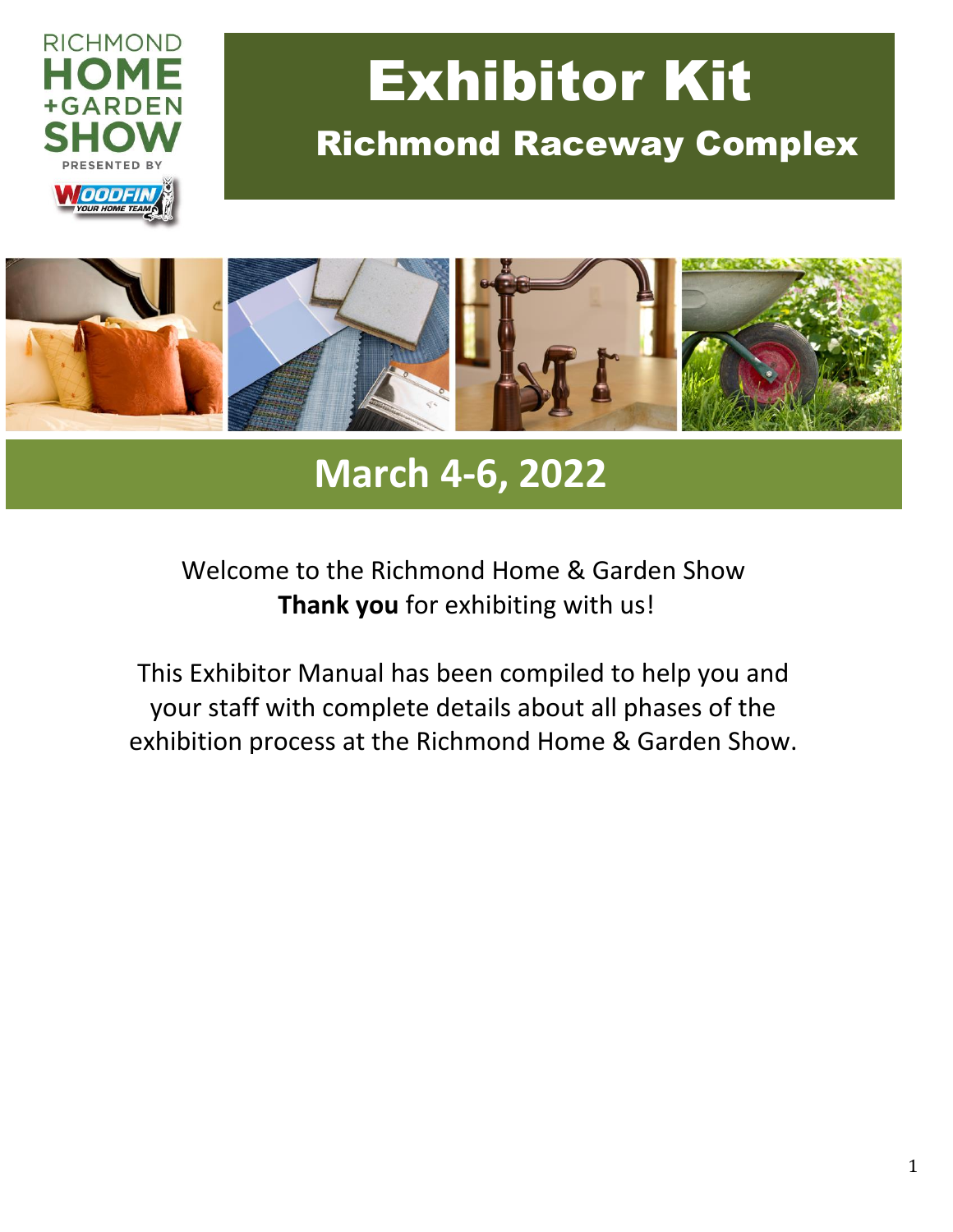RICHMOND HOME +GARDEN SHOW PRESENTED BY WOODFIN YOUR HOME TEAM

# Exhibitor Kit

## Richmond Raceway Complex

## March 4-6, 2022

Welcome to the Richmond Home & Garden Show
**Thank you** for exhibiting with us!

This Exhibitor Manual has been compiled to help you and your staff with complete details about all phases of the exhibition process at the Richmond Home & Garden Show.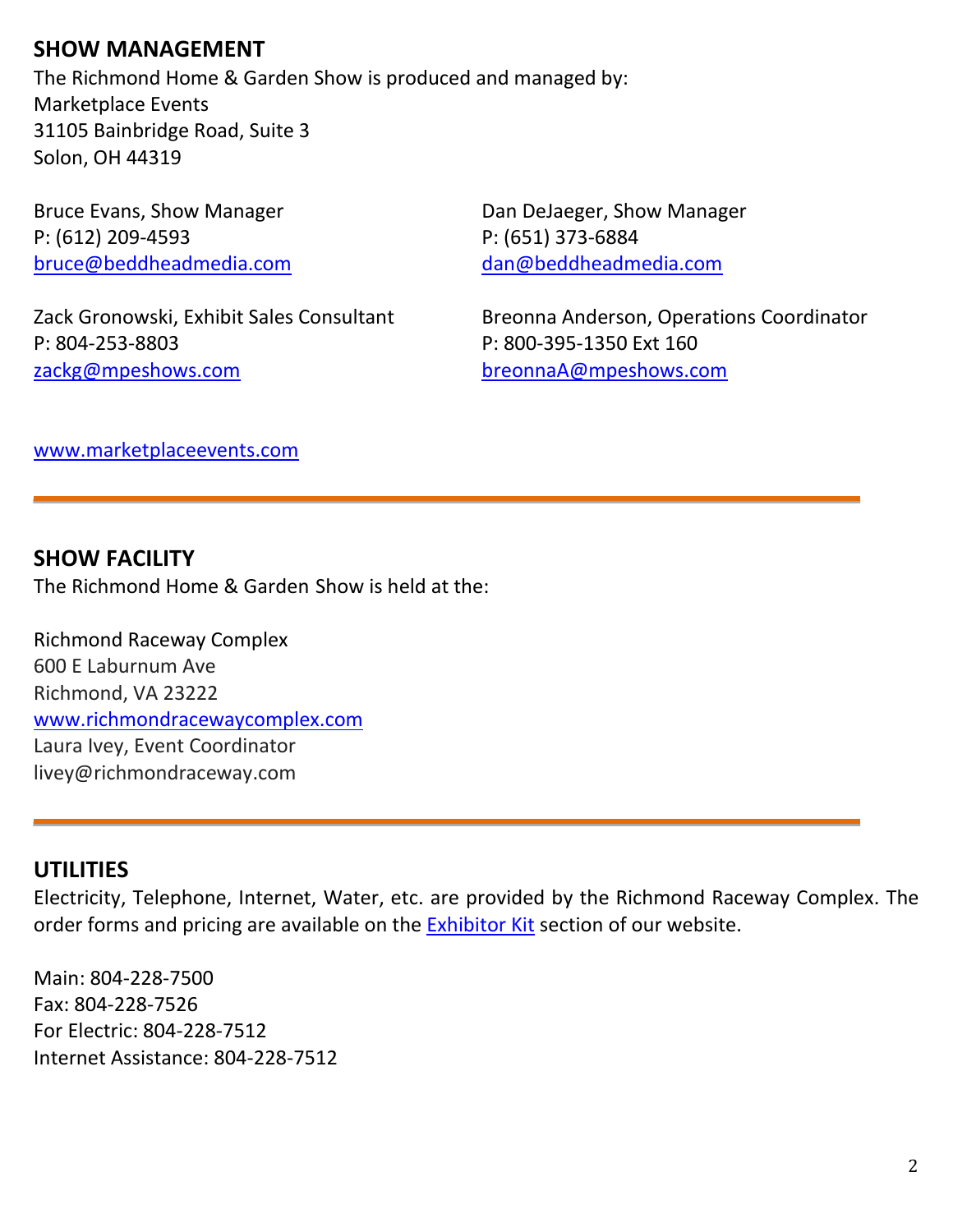## SHOW MANAGEMENT

The Richmond Home & Garden Show is produced and managed by:
Marketplace Events
31105 Bainbridge Road, Suite 3
Solon, OH 44319

Bruce Evans, Show Manager
P: (612) 209-4593
bruce@beddheadmedia.com

Dan DeJaeger, Show Manager
P: (651) 373-6884
dan@beddheadmedia.com

Zack Gronowski, Exhibit Sales Consultant
P: 804-253-8803
zackg@mpeshows.com

Breonna Anderson, Operations Coordinator
P: 800-395-1350 Ext 160
breonnaA@mpeshows.com

www.marketplaceevents.com

---

## SHOW FACILITY

The Richmond Home & Garden Show is held at the:

Richmond Raceway Complex
600 E Laburnum Ave
Richmond, VA 23222
www.richmondracewaycomplex.com
Laura Ivey, Event Coordinator
livey@richmondraceway.com

---

## UTILITIES

Electricity, Telephone, Internet, Water, etc. are provided by the Richmond Raceway Complex. The order forms and pricing are available on the Exhibitor Kit section of our website.

Main: 804-228-7500
Fax: 804-228-7526
For Electric: 804-228-7512
Internet Assistance: 804-228-7512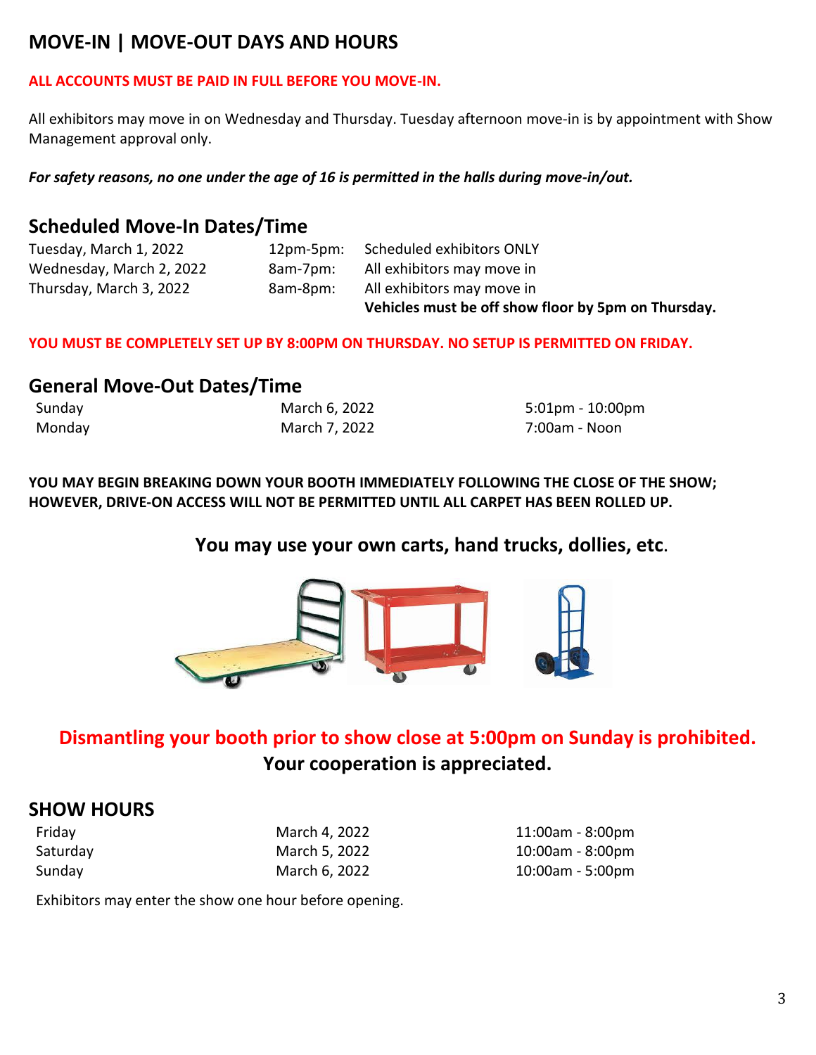## MOVE-IN | MOVE-OUT DAYS AND HOURS

**ALL ACCOUNTS MUST BE PAID IN FULL BEFORE YOU MOVE-IN.**

All exhibitors may move in on Wednesday and Thursday. Tuesday afternoon move-in is by appointment with Show Management approval only.

***For safety reasons, no one under the age of 16 is permitted in the halls during move-in/out.***

### Scheduled Move-In Dates/Time

| | | |
|---|---|---|
| Tuesday, March 1, 2022 | 12pm-5pm: | Scheduled exhibitors ONLY |
| Wednesday, March 2, 2022 | 8am-7pm: | All exhibitors may move in |
| Thursday, March 3, 2022 | 8am-8pm: | All exhibitors may move in<br>**Vehicles must be off show floor by 5pm on Thursday.** |

**YOU MUST BE COMPLETELY SET UP BY 8:00PM ON THURSDAY. NO SETUP IS PERMITTED ON FRIDAY.**

### General Move-Out Dates/Time

| | | |
|---|---|---|
| Sunday | March 6, 2022 | 5:01pm - 10:00pm |
| Monday | March 7, 2022 | 7:00am - Noon |

**YOU MAY BEGIN BREAKING DOWN YOUR BOOTH IMMEDIATELY FOLLOWING THE CLOSE OF THE SHOW; HOWEVER, DRIVE-ON ACCESS WILL NOT BE PERMITTED UNTIL ALL CARPET HAS BEEN ROLLED UP.**

**You may use your own carts, hand trucks, dollies, etc.**

**Dismantling your booth prior to show close at 5:00pm on Sunday is prohibited.**
**Your cooperation is appreciated.**

## SHOW HOURS

| | | |
|---|---|---|
| Friday | March 4, 2022 | 11:00am - 8:00pm |
| Saturday | March 5, 2022 | 10:00am - 8:00pm |
| Sunday | March 6, 2022 | 10:00am - 5:00pm |

Exhibitors may enter the show one hour before opening.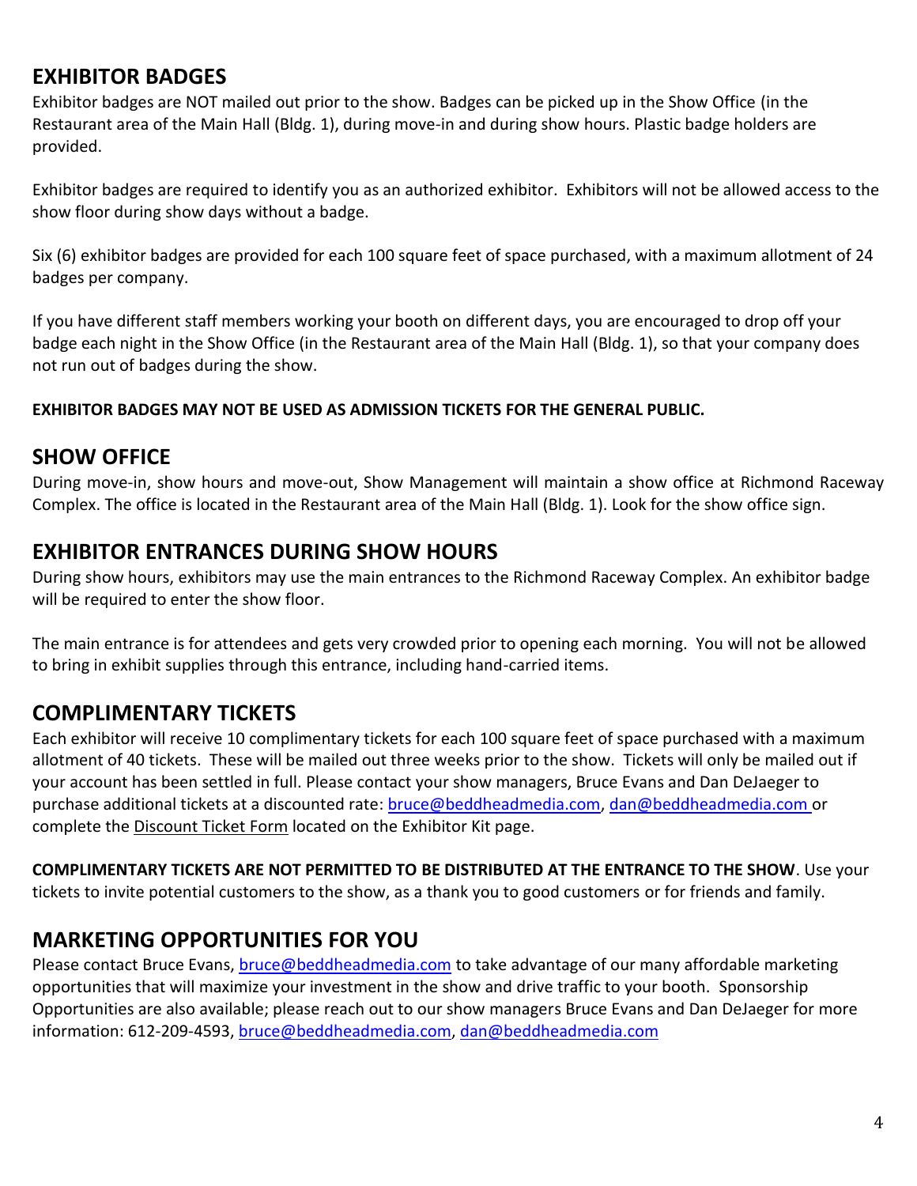## EXHIBITOR BADGES

Exhibitor badges are NOT mailed out prior to the show. Badges can be picked up in the Show Office (in the Restaurant area of the Main Hall (Bldg. 1), during move-in and during show hours. Plastic badge holders are provided.

Exhibitor badges are required to identify you as an authorized exhibitor. Exhibitors will not be allowed access to the show floor during show days without a badge.

Six (6) exhibitor badges are provided for each 100 square feet of space purchased, with a maximum allotment of 24 badges per company.

If you have different staff members working your booth on different days, you are encouraged to drop off your badge each night in the Show Office (in the Restaurant area of the Main Hall (Bldg. 1), so that your company does not run out of badges during the show.

**EXHIBITOR BADGES MAY NOT BE USED AS ADMISSION TICKETS FOR THE GENERAL PUBLIC.**

## SHOW OFFICE

During move-in, show hours and move-out, Show Management will maintain a show office at Richmond Raceway Complex. The office is located in the Restaurant area of the Main Hall (Bldg. 1). Look for the show office sign.

## EXHIBITOR ENTRANCES DURING SHOW HOURS

During show hours, exhibitors may use the main entrances to the Richmond Raceway Complex. An exhibitor badge will be required to enter the show floor.

The main entrance is for attendees and gets very crowded prior to opening each morning. You will not be allowed to bring in exhibit supplies through this entrance, including hand-carried items.

## COMPLIMENTARY TICKETS

Each exhibitor will receive 10 complimentary tickets for each 100 square feet of space purchased with a maximum allotment of 40 tickets. These will be mailed out three weeks prior to the show. Tickets will only be mailed out if your account has been settled in full. Please contact your show managers, Bruce Evans and Dan DeJaeger to purchase additional tickets at a discounted rate: bruce@beddheadmedia.com, dan@beddheadmedia.com or complete the Discount Ticket Form located on the Exhibitor Kit page.

**COMPLIMENTARY TICKETS ARE NOT PERMITTED TO BE DISTRIBUTED AT THE ENTRANCE TO THE SHOW**. Use your tickets to invite potential customers to the show, as a thank you to good customers or for friends and family.

## MARKETING OPPORTUNITIES FOR YOU

Please contact Bruce Evans, bruce@beddheadmedia.com to take advantage of our many affordable marketing opportunities that will maximize your investment in the show and drive traffic to your booth. Sponsorship Opportunities are also available; please reach out to our show managers Bruce Evans and Dan DeJaeger for more information: 612-209-4593, bruce@beddheadmedia.com, dan@beddheadmedia.com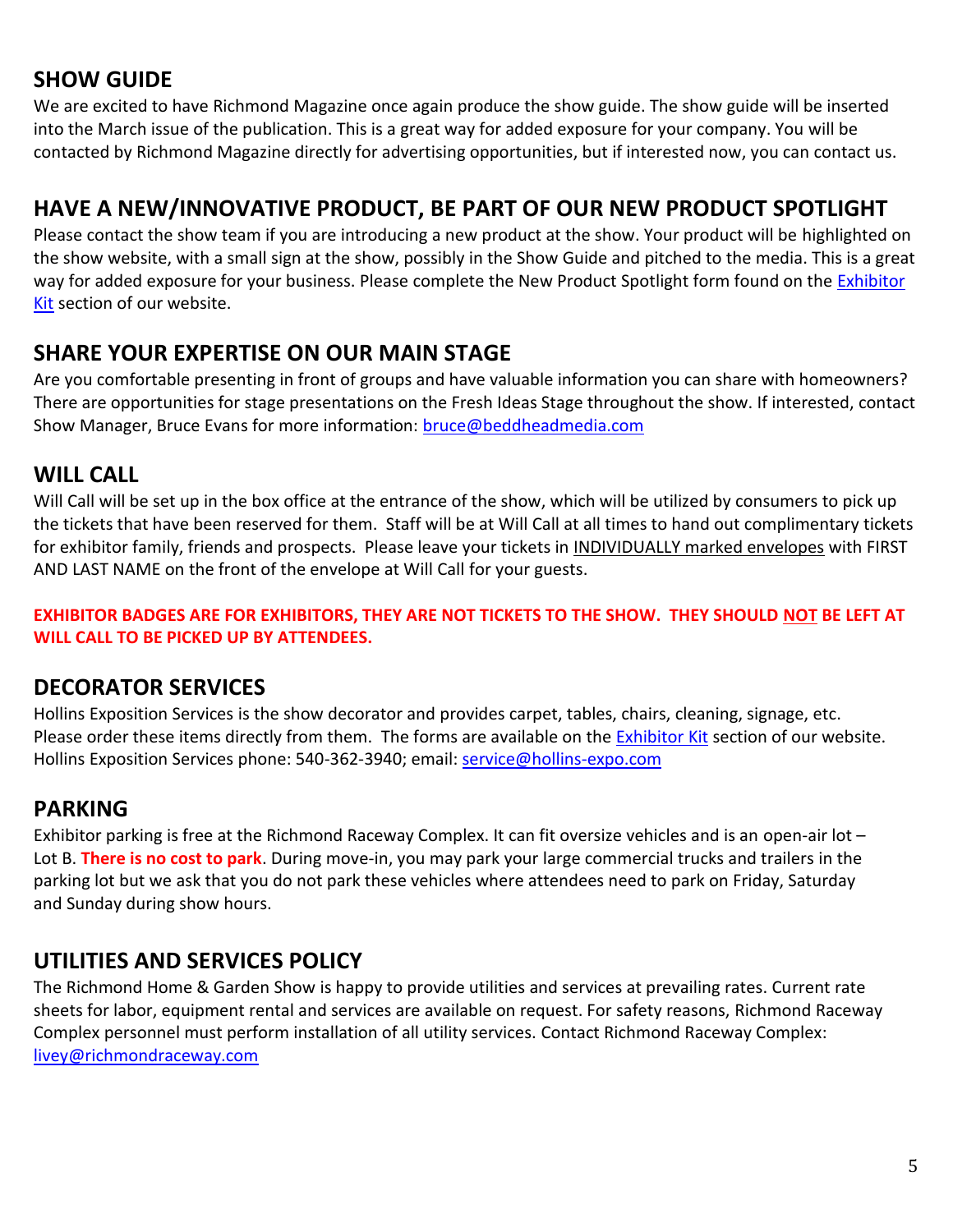## SHOW GUIDE

We are excited to have Richmond Magazine once again produce the show guide. The show guide will be inserted into the March issue of the publication. This is a great way for added exposure for your company. You will be contacted by Richmond Magazine directly for advertising opportunities, but if interested now, you can contact us.

## HAVE A NEW/INNOVATIVE PRODUCT, BE PART OF OUR NEW PRODUCT SPOTLIGHT

Please contact the show team if you are introducing a new product at the show. Your product will be highlighted on the show website, with a small sign at the show, possibly in the Show Guide and pitched to the media. This is a great way for added exposure for your business. Please complete the New Product Spotlight form found on the Exhibitor Kit section of our website.

## SHARE YOUR EXPERTISE ON OUR MAIN STAGE

Are you comfortable presenting in front of groups and have valuable information you can share with homeowners? There are opportunities for stage presentations on the Fresh Ideas Stage throughout the show. If interested, contact Show Manager, Bruce Evans for more information: bruce@beddheadmedia.com

## WILL CALL

Will Call will be set up in the box office at the entrance of the show, which will be utilized by consumers to pick up the tickets that have been reserved for them. Staff will be at Will Call at all times to hand out complimentary tickets for exhibitor family, friends and prospects. Please leave your tickets in INDIVIDUALLY marked envelopes with FIRST AND LAST NAME on the front of the envelope at Will Call for your guests.

**EXHIBITOR BADGES ARE FOR EXHIBITORS, THEY ARE NOT TICKETS TO THE SHOW. THEY SHOULD NOT BE LEFT AT WILL CALL TO BE PICKED UP BY ATTENDEES.**

## DECORATOR SERVICES

Hollins Exposition Services is the show decorator and provides carpet, tables, chairs, cleaning, signage, etc. Please order these items directly from them. The forms are available on the Exhibitor Kit section of our website. Hollins Exposition Services phone: 540-362-3940; email: service@hollins-expo.com

## PARKING

Exhibitor parking is free at the Richmond Raceway Complex. It can fit oversize vehicles and is an open-air lot – Lot B. **There is no cost to park**. During move-in, you may park your large commercial trucks and trailers in the parking lot but we ask that you do not park these vehicles where attendees need to park on Friday, Saturday and Sunday during show hours.

## UTILITIES AND SERVICES POLICY

The Richmond Home & Garden Show is happy to provide utilities and services at prevailing rates. Current rate sheets for labor, equipment rental and services are available on request. For safety reasons, Richmond Raceway Complex personnel must perform installation of all utility services. Contact Richmond Raceway Complex: livey@richmondraceway.com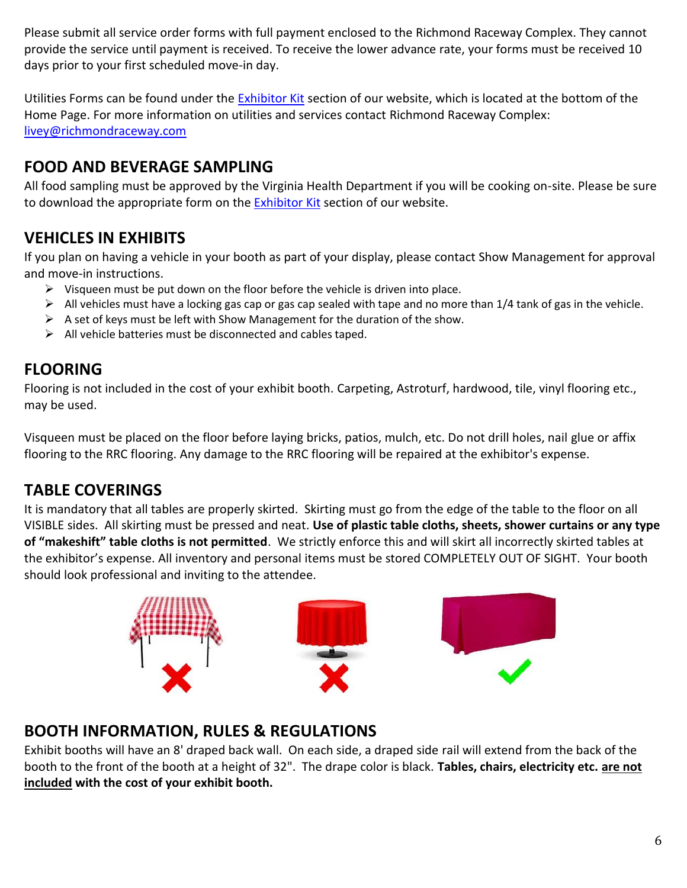Please submit all service order forms with full payment enclosed to the Richmond Raceway Complex. They cannot provide the service until payment is received. To receive the lower advance rate, your forms must be received 10 days prior to your first scheduled move-in day.

Utilities Forms can be found under the [Exhibitor Kit](#) section of our website, which is located at the bottom of the Home Page. For more information on utilities and services contact Richmond Raceway Complex: [livey@richmondraceway.com](mailto:livey@richmondraceway.com)

## FOOD AND BEVERAGE SAMPLING

All food sampling must be approved by the Virginia Health Department if you will be cooking on-site. Please be sure to download the appropriate form on the [Exhibitor Kit](#) section of our website.

## VEHICLES IN EXHIBITS

If you plan on having a vehicle in your booth as part of your display, please contact Show Management for approval and move-in instructions.

- Visqueen must be put down on the floor before the vehicle is driven into place.
- All vehicles must have a locking gas cap or gas cap sealed with tape and no more than 1/4 tank of gas in the vehicle.
- A set of keys must be left with Show Management for the duration of the show.
- All vehicle batteries must be disconnected and cables taped.

## FLOORING

Flooring is not included in the cost of your exhibit booth. Carpeting, Astroturf, hardwood, tile, vinyl flooring etc., may be used.

Visqueen must be placed on the floor before laying bricks, patios, mulch, etc. Do not drill holes, nail glue or affix flooring to the RRC flooring. Any damage to the RRC flooring will be repaired at the exhibitor's expense.

## TABLE COVERINGS

It is mandatory that all tables are properly skirted. Skirting must go from the edge of the table to the floor on all VISIBLE sides. All skirting must be pressed and neat. **Use of plastic table cloths, sheets, shower curtains or any type of "makeshift" table cloths is not permitted**. We strictly enforce this and will skirt all incorrectly skirted tables at the exhibitor's expense. All inventory and personal items must be stored COMPLETELY OUT OF SIGHT. Your booth should look professional and inviting to the attendee.

## BOOTH INFORMATION, RULES & REGULATIONS

Exhibit booths will have an 8' draped back wall. On each side, a draped side rail will extend from the back of the booth to the front of the booth at a height of 32". The drape color is black. **Tables, chairs, electricity etc. <u>are not included</u> with the cost of your exhibit booth.**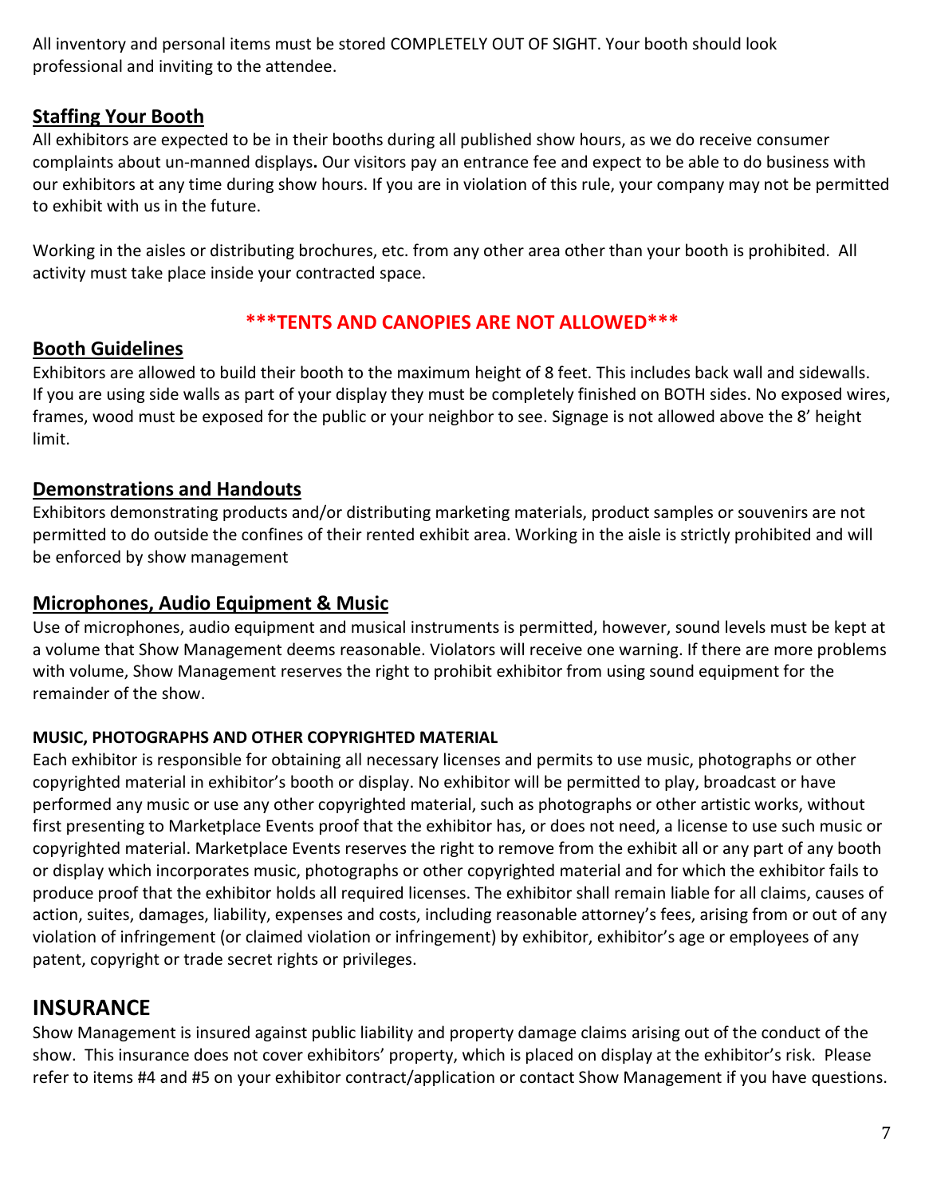All inventory and personal items must be stored COMPLETELY OUT OF SIGHT. Your booth should look professional and inviting to the attendee.

## Staffing Your Booth

All exhibitors are expected to be in their booths during all published show hours, as we do receive consumer complaints about un-manned displays**.** Our visitors pay an entrance fee and expect to be able to do business with our exhibitors at any time during show hours. If you are in violation of this rule, your company may not be permitted to exhibit with us in the future.

Working in the aisles or distributing brochures, etc. from any other area other than your booth is prohibited. All activity must take place inside your contracted space.

**\*\*\*TENTS AND CANOPIES ARE NOT ALLOWED\*\*\***

## Booth Guidelines

Exhibitors are allowed to build their booth to the maximum height of 8 feet. This includes back wall and sidewalls. If you are using side walls as part of your display they must be completely finished on BOTH sides. No exposed wires, frames, wood must be exposed for the public or your neighbor to see. Signage is not allowed above the 8' height limit.

## Demonstrations and Handouts

Exhibitors demonstrating products and/or distributing marketing materials, product samples or souvenirs are not permitted to do outside the confines of their rented exhibit area. Working in the aisle is strictly prohibited and will be enforced by show management

## Microphones, Audio Equipment & Music

Use of microphones, audio equipment and musical instruments is permitted, however, sound levels must be kept at a volume that Show Management deems reasonable. Violators will receive one warning. If there are more problems with volume, Show Management reserves the right to prohibit exhibitor from using sound equipment for the remainder of the show.

#### MUSIC, PHOTOGRAPHS AND OTHER COPYRIGHTED MATERIAL

Each exhibitor is responsible for obtaining all necessary licenses and permits to use music, photographs or other copyrighted material in exhibitor's booth or display. No exhibitor will be permitted to play, broadcast or have performed any music or use any other copyrighted material, such as photographs or other artistic works, without first presenting to Marketplace Events proof that the exhibitor has, or does not need, a license to use such music or copyrighted material. Marketplace Events reserves the right to remove from the exhibit all or any part of any booth or display which incorporates music, photographs or other copyrighted material and for which the exhibitor fails to produce proof that the exhibitor holds all required licenses. The exhibitor shall remain liable for all claims, causes of action, suites, damages, liability, expenses and costs, including reasonable attorney's fees, arising from or out of any violation of infringement (or claimed violation or infringement) by exhibitor, exhibitor's age or employees of any patent, copyright or trade secret rights or privileges.

# INSURANCE

Show Management is insured against public liability and property damage claims arising out of the conduct of the show. This insurance does not cover exhibitors' property, which is placed on display at the exhibitor's risk. Please refer to items #4 and #5 on your exhibitor contract/application or contact Show Management if you have questions.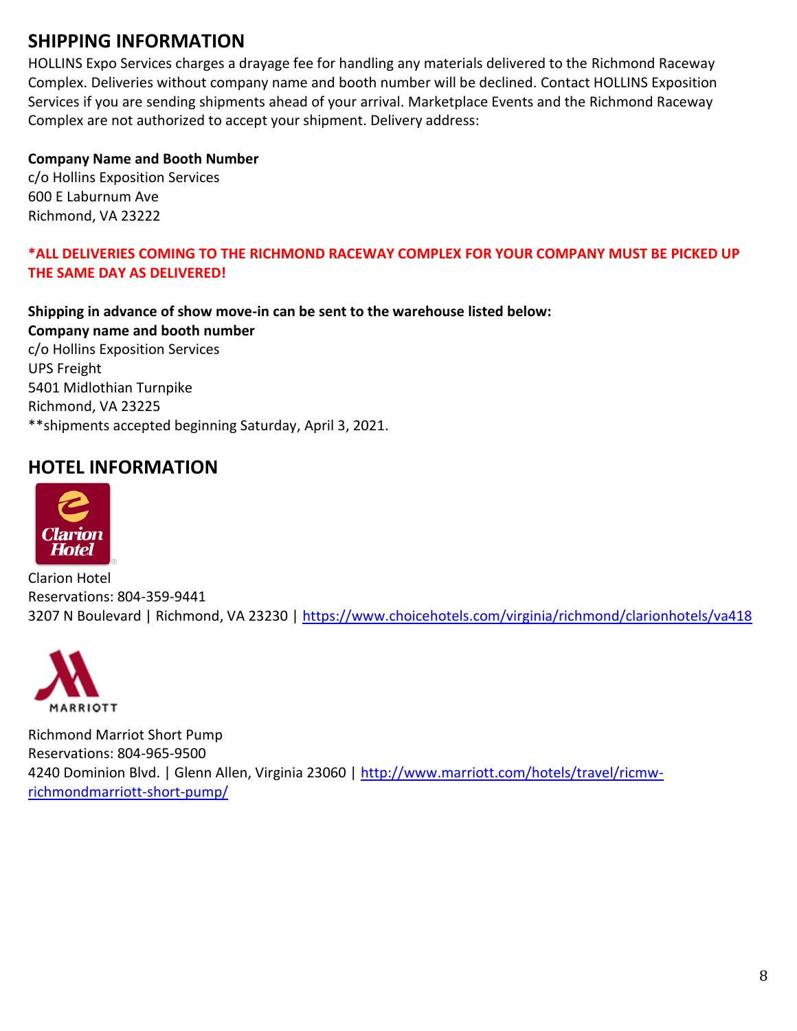## SHIPPING INFORMATION

HOLLINS Expo Services charges a drayage fee for handling any materials delivered to the Richmond Raceway Complex. Deliveries without company name and booth number will be declined. Contact HOLLINS Exposition Services if you are sending shipments ahead of your arrival. Marketplace Events and the Richmond Raceway Complex are not authorized to accept your shipment. Delivery address:

**Company Name and Booth Number**
c/o Hollins Exposition Services
600 E Laburnum Ave
Richmond, VA 23222

**\*ALL DELIVERIES COMING TO THE RICHMOND RACEWAY COMPLEX FOR YOUR COMPANY MUST BE PICKED UP THE SAME DAY AS DELIVERED!**

**Shipping in advance of show move-in can be sent to the warehouse listed below:**
**Company name and booth number**
c/o Hollins Exposition Services
UPS Freight
5401 Midlothian Turnpike
Richmond, VA 23225
**shipments accepted beginning Saturday, April 3, 2021.

## HOTEL INFORMATION

Clarion Hotel
Reservations: 804-359-9441
3207 N Boulevard | Richmond, VA 23230 | https://www.choicehotels.com/virginia/richmond/clarionhotels/va418

Richmond Marriot Short Pump
Reservations: 804-965-9500
4240 Dominion Blvd. | Glenn Allen, Virginia 23060 | http://www.marriott.com/hotels/travel/ricmw-richmondmarriott-short-pump/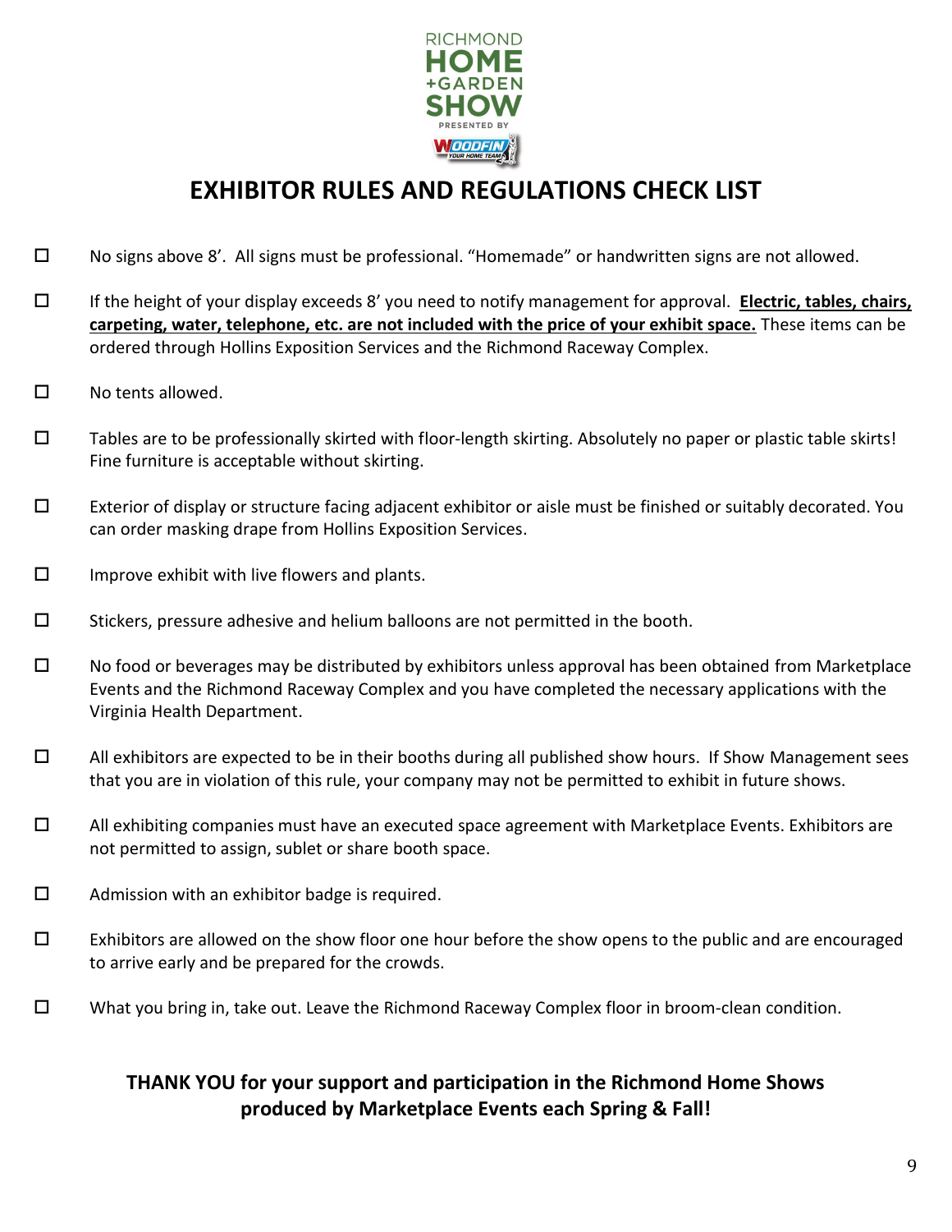RICHMOND
HOME
+GARDEN
SHOW
PRESENTED BY
WOODFIN

# EXHIBITOR RULES AND REGULATIONS CHECK LIST

- ☐ No signs above 8'. All signs must be professional. "Homemade" or handwritten signs are not allowed.
- ☐ If the height of your display exceeds 8' you need to notify management for approval. **Electric, tables, chairs, carpeting, water, telephone, etc. are not included with the price of your exhibit space.** These items can be ordered through Hollins Exposition Services and the Richmond Raceway Complex.
- ☐ No tents allowed.
- ☐ Tables are to be professionally skirted with floor-length skirting. Absolutely no paper or plastic table skirts! Fine furniture is acceptable without skirting.
- ☐ Exterior of display or structure facing adjacent exhibitor or aisle must be finished or suitably decorated. You can order masking drape from Hollins Exposition Services.
- ☐ Improve exhibit with live flowers and plants.
- ☐ Stickers, pressure adhesive and helium balloons are not permitted in the booth.
- ☐ No food or beverages may be distributed by exhibitors unless approval has been obtained from Marketplace Events and the Richmond Raceway Complex and you have completed the necessary applications with the Virginia Health Department.
- ☐ All exhibitors are expected to be in their booths during all published show hours. If Show Management sees that you are in violation of this rule, your company may not be permitted to exhibit in future shows.
- ☐ All exhibiting companies must have an executed space agreement with Marketplace Events. Exhibitors are not permitted to assign, sublet or share booth space.
- ☐ Admission with an exhibitor badge is required.
- ☐ Exhibitors are allowed on the show floor one hour before the show opens to the public and are encouraged to arrive early and be prepared for the crowds.
- ☐ What you bring in, take out. Leave the Richmond Raceway Complex floor in broom-clean condition.

**THANK YOU for your support and participation in the Richmond Home Shows produced by Marketplace Events each Spring & Fall!**